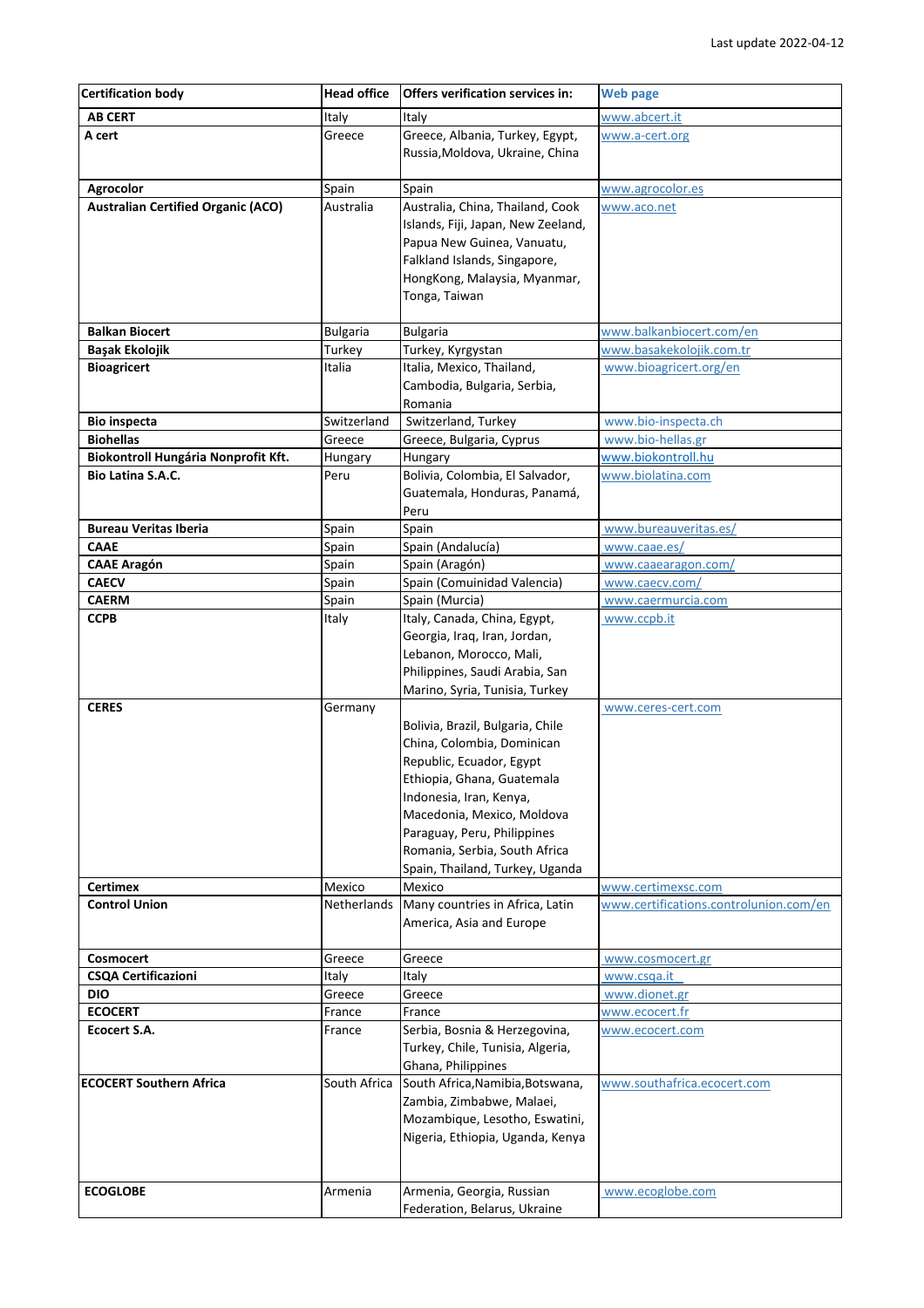Last update 2022-04-12

| Certification body | Head office | Offers verification services in: | Web page |
|---|---|---|---|
| **AB CERT** | Italy | Italy | www.abcert.it |
| **A cert** | Greece | Greece, Albania, Turkey, Egypt, Russia,Moldova, Ukraine, China | www.a-cert.org |
| **Agrocolor** | Spain | Spain | www.agrocolor.es |
| **Australian Certified Organic (ACO)** | Australia | Australia, China, Thailand, Cook Islands, Fiji, Japan, New Zeeland, Papua New Guinea, Vanuatu, Falkland Islands, Singapore, HongKong, Malaysia, Myanmar, Tonga, Taiwan | www.aco.net |
| **Balkan Biocert** | Bulgaria | Bulgaria | www.balkanbiocert.com/en |
| **Başak Ekolojik** | Turkey | Turkey, Kyrgystan | www.basakekolojik.com.tr |
| **Bioagricert** | Italia | Italia, Mexico, Thailand, Cambodia, Bulgaria, Serbia, Romania | www.bioagricert.org/en |
| **Bio inspecta** | Switzerland | Switzerland, Turkey | www.bio-inspecta.ch |
| **Biohellas** | Greece | Greece, Bulgaria, Cyprus | www.bio-hellas.gr |
| **Biokontroll Hungária Nonprofit Kft.** | Hungary | Hungary | www.biokontroll.hu |
| **Bio Latina S.A.C.** | Peru | Bolivia, Colombia, El Salvador, Guatemala, Honduras, Panamá, Peru | www.biolatina.com |
| **Bureau Veritas Iberia** | Spain | Spain | www.bureauveritas.es/ |
| **CAAE** | Spain | Spain (Andalucía) | www.caae.es/ |
| **CAAE Aragón** | Spain | Spain (Aragón) | www.caaearagon.com/ |
| **CAECV** | Spain | Spain (Comuinidad Valencia) | www.caecv.com/ |
| **CAERM** | Spain | Spain (Murcia) | www.caermurcia.com |
| **CCPB** | Italy | Italy, Canada, China, Egypt, Georgia, Iraq, Iran, Jordan, Lebanon, Morocco, Mali, Philippines, Saudi Arabia, San Marino, Syria, Tunisia, Turkey | www.ccpb.it |
| **CERES** | Germany | Bolivia, Brazil, Bulgaria, Chile China, Colombia, Dominican Republic, Ecuador, Egypt Ethiopia, Ghana, Guatemala Indonesia, Iran, Kenya, Macedonia, Mexico, Moldova Paraguay, Peru, Philippines Romania, Serbia, South Africa Spain, Thailand, Turkey, Uganda | www.ceres-cert.com |
| **Certimex** | Mexico | Mexico | www.certimexsc.com |
| **Control Union** | Netherlands | Many countries in Africa, Latin America, Asia and Europe | www.certifications.controlunion.com/en |
| **Cosmocert** | Greece | Greece | www.cosmocert.gr |
| **CSQA Certificazioni** | Italy | Italy | www.csqa.it |
| **DIO** | Greece | Greece | www.dionet.gr |
| **ECOCERT** | France | France | www.ecocert.fr |
| **Ecocert S.A.** | France | Serbia, Bosnia & Herzegovina, Turkey, Chile, Tunisia, Algeria, Ghana, Philippines | www.ecocert.com |
| **ECOCERT Southern Africa** | South Africa | South Africa,Namibia,Botswana, Zambia, Zimbabwe, Malaei, Mozambique, Lesotho, Eswatini, Nigeria, Ethiopia, Uganda, Kenya | www.southafrica.ecocert.com |
| **ECOGLOBE** | Armenia | Armenia, Georgia, Russian Federation, Belarus, Ukraine | www.ecoglobe.com |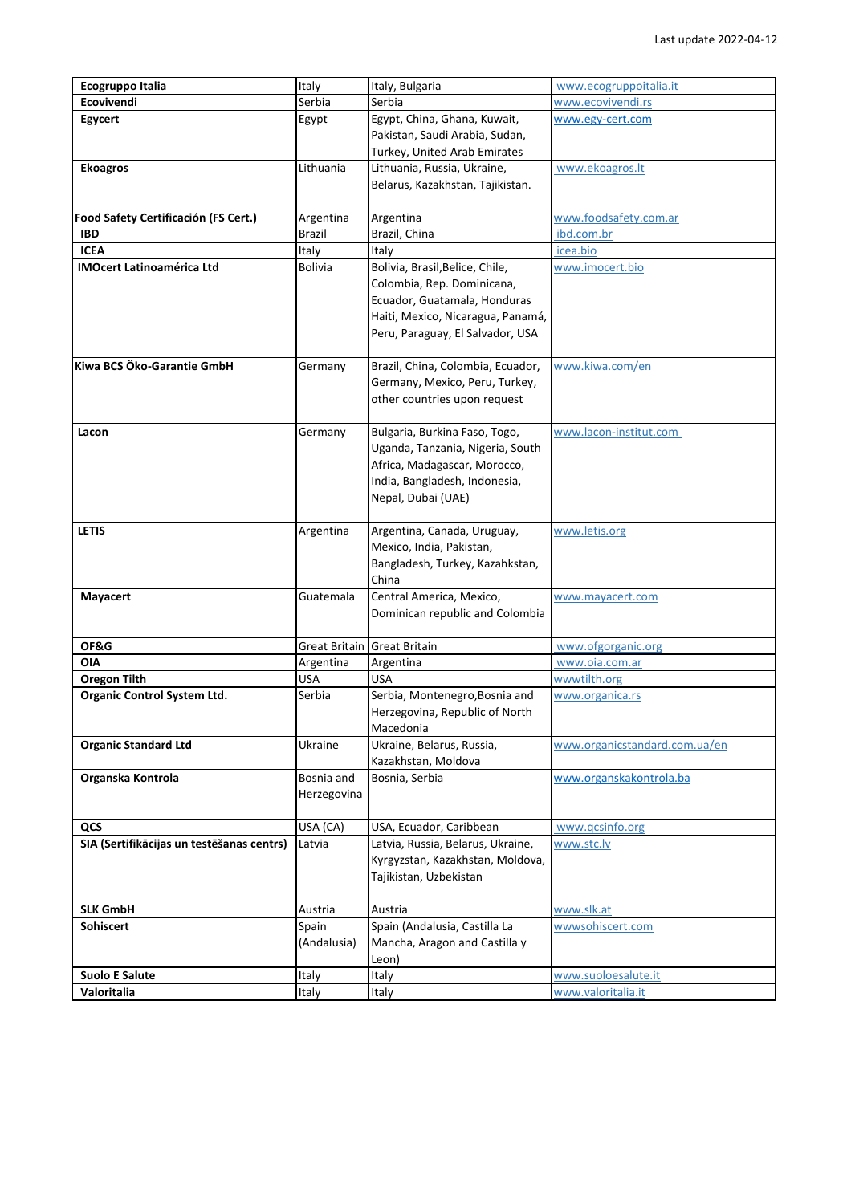Last update 2022-04-12

| | | | |
|---|---|---|---|
| **Ecogruppo Italia** | Italy | Italy, Bulgaria | www.ecogruppoitalia.it |
| **Ecovivendi** | Serbia | Serbia | www.ecovivendi.rs |
| **Egycert** | Egypt | Egypt, China, Ghana, Kuwait, Pakistan, Saudi Arabia, Sudan, Turkey, United Arab Emirates | www.egy-cert.com |
| **Ekoagros** | Lithuania | Lithuania, Russia, Ukraine, Belarus, Kazakhstan, Tajikistan. | www.ekoagros.lt |
| **Food Safety Certificación (FS Cert.)** | Argentina | Argentina | www.foodsafety.com.ar |
| **IBD** | Brazil | Brazil, China | ibd.com.br |
| **ICEA** | Italy | Italy | icea.bio |
| **IMOcert Latinoamérica Ltd** | Bolivia | Bolivia, Brasil,Belice, Chile, Colombia, Rep. Dominicana, Ecuador, Guatamala, Honduras Haiti, Mexico, Nicaragua, Panamá, Peru, Paraguay, El Salvador, USA | www.imocert.bio |
| **Kiwa BCS Öko-Garantie GmbH** | Germany | Brazil, China, Colombia, Ecuador, Germany, Mexico, Peru, Turkey, other countries upon request | www.kiwa.com/en |
| **Lacon** | Germany | Bulgaria, Burkina Faso, Togo, Uganda, Tanzania, Nigeria, South Africa, Madagascar, Morocco, India, Bangladesh, Indonesia, Nepal, Dubai (UAE) | www.lacon-institut.com |
| **LETIS** | Argentina | Argentina, Canada, Uruguay, Mexico, India, Pakistan, Bangladesh, Turkey, Kazahkstan, China | www.letis.org |
| **Mayacert** | Guatemala | Central America, Mexico, Dominican republic and Colombia | www.mayacert.com |
| **OF&G** | Great Britain | Great Britain | www.ofgorganic.org |
| **OIA** | Argentina | Argentina | www.oia.com.ar |
| **Oregon Tilth** | USA | USA | wwwtilth.org |
| **Organic Control System Ltd.** | Serbia | Serbia, Montenegro,Bosnia and Herzegovina, Republic of North Macedonia | www.organica.rs |
| **Organic Standard Ltd** | Ukraine | Ukraine, Belarus, Russia, Kazakhstan, Moldova | www.organicstandard.com.ua/en |
| **Organska Kontrola** | Bosnia and Herzegovina | Bosnia, Serbia | www.organskakontrola.ba |
| **QCS** | USA (CA) | USA, Ecuador, Caribbean | www.qcsinfo.org |
| **SIA (Sertifikācijas un testēšanas centrs)** | Latvia | Latvia, Russia, Belarus, Ukraine, Kyrgyzstan, Kazakhstan, Moldova, Tajikistan, Uzbekistan | www.stc.lv |
| **SLK GmbH** | Austria | Austria | www.slk.at |
| **Sohiscert** | Spain (Andalusia) | Spain (Andalusia, Castilla La Mancha, Aragon and Castilla y Leon) | wwwsohiscert.com |
| **Suolo E Salute** | Italy | Italy | www.suoloesalute.it |
| **Valoritalia** | Italy | Italy | www.valoritalia.it |